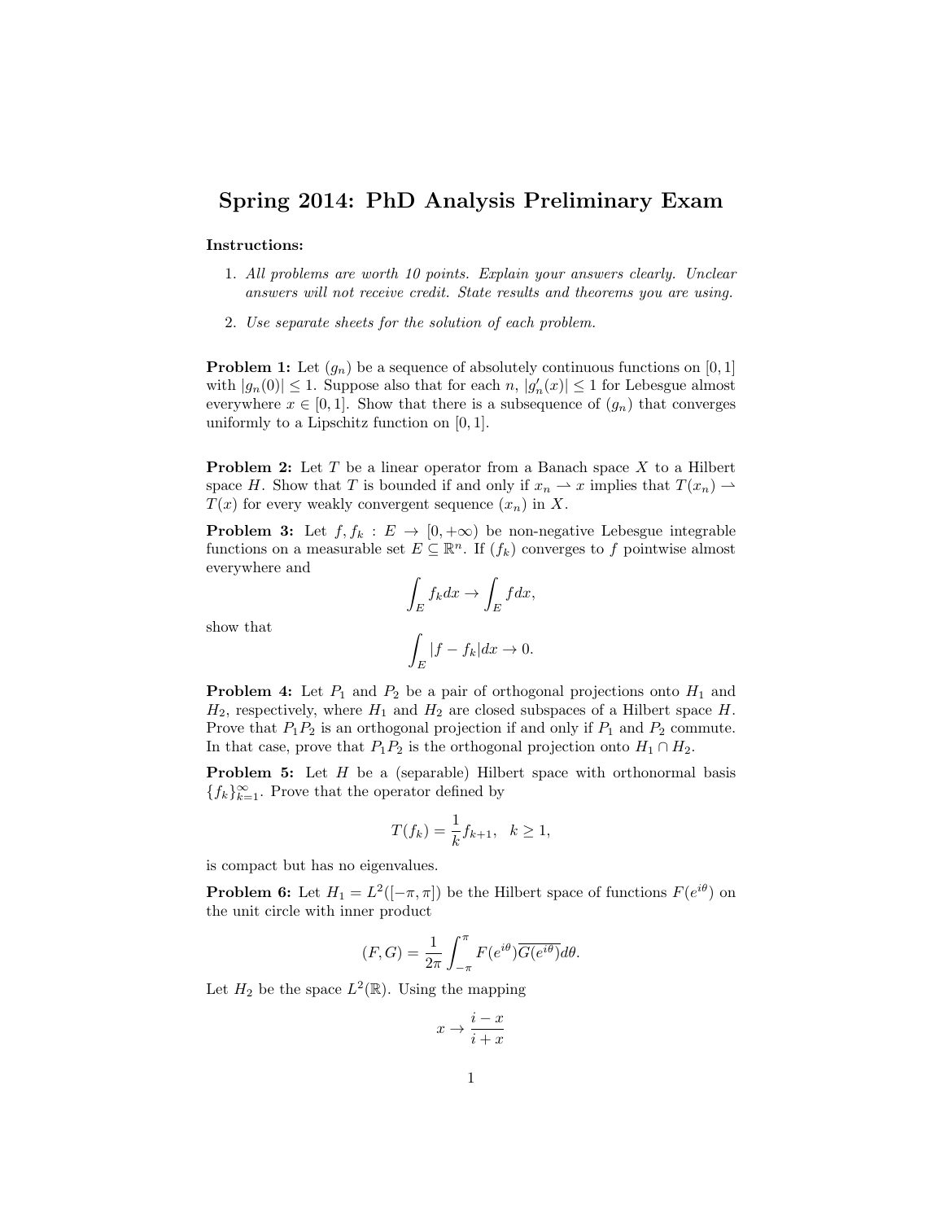# Spring 2014: PhD Analysis Preliminary Exam

**Instructions:**

1. *All problems are worth 10 points. Explain your answers clearly. Unclear answers will not receive credit. State results and theorems you are using.*
2. *Use separate sheets for the solution of each problem.*

**Problem 1:** Let $(g_n)$ be a sequence of absolutely continuous functions on $[0,1]$ with $|g_n(0)| \leq 1$. Suppose also that for each $n$, $|g_n'(x)| \leq 1$ for Lebesgue almost everywhere $x \in [0,1]$. Show that there is a subsequence of $(g_n)$ that converges uniformly to a Lipschitz function on $[0,1]$.

**Problem 2:** Let $T$ be a linear operator from a Banach space $X$ to a Hilbert space $H$. Show that $T$ is bounded if and only if $x_n \rightharpoonup x$ implies that $T(x_n) \rightharpoonup T(x)$ for every weakly convergent sequence $(x_n)$ in $X$.

**Problem 3:** Let $f, f_k : E \to [0, +\infty)$ be non-negative Lebesgue integrable functions on a measurable set $E \subseteq \mathbb{R}^n$. If $(f_k)$ converges to $f$ pointwise almost everywhere and

$$\int_E f_k dx \to \int_E f dx,$$

show that

$$\int_E |f - f_k| dx \to 0.$$

**Problem 4:** Let $P_1$ and $P_2$ be a pair of orthogonal projections onto $H_1$ and $H_2$, respectively, where $H_1$ and $H_2$ are closed subspaces of a Hilbert space $H$. Prove that $P_1P_2$ is an orthogonal projection if and only if $P_1$ and $P_2$ commute. In that case, prove that $P_1P_2$ is the orthogonal projection onto $H_1 \cap H_2$.

**Problem 5:** Let $H$ be a (separable) Hilbert space with orthonormal basis $\{f_k\}_{k=1}^{\infty}$. Prove that the operator defined by

$$T(f_k) = \frac{1}{k} f_{k+1}, \quad k \geq 1,$$

is compact but has no eigenvalues.

**Problem 6:** Let $H_1 = L^2([-\pi, \pi])$ be the Hilbert space of functions $F(e^{i\theta})$ on the unit circle with inner product

$$(F, G) = \frac{1}{2\pi} \int_{-\pi}^{\pi} F(e^{i\theta}) \overline{G(e^{i\theta})} d\theta.$$

Let $H_2$ be the space $L^2(\mathbb{R})$. Using the mapping

$$x \to \frac{i - x}{i + x}$$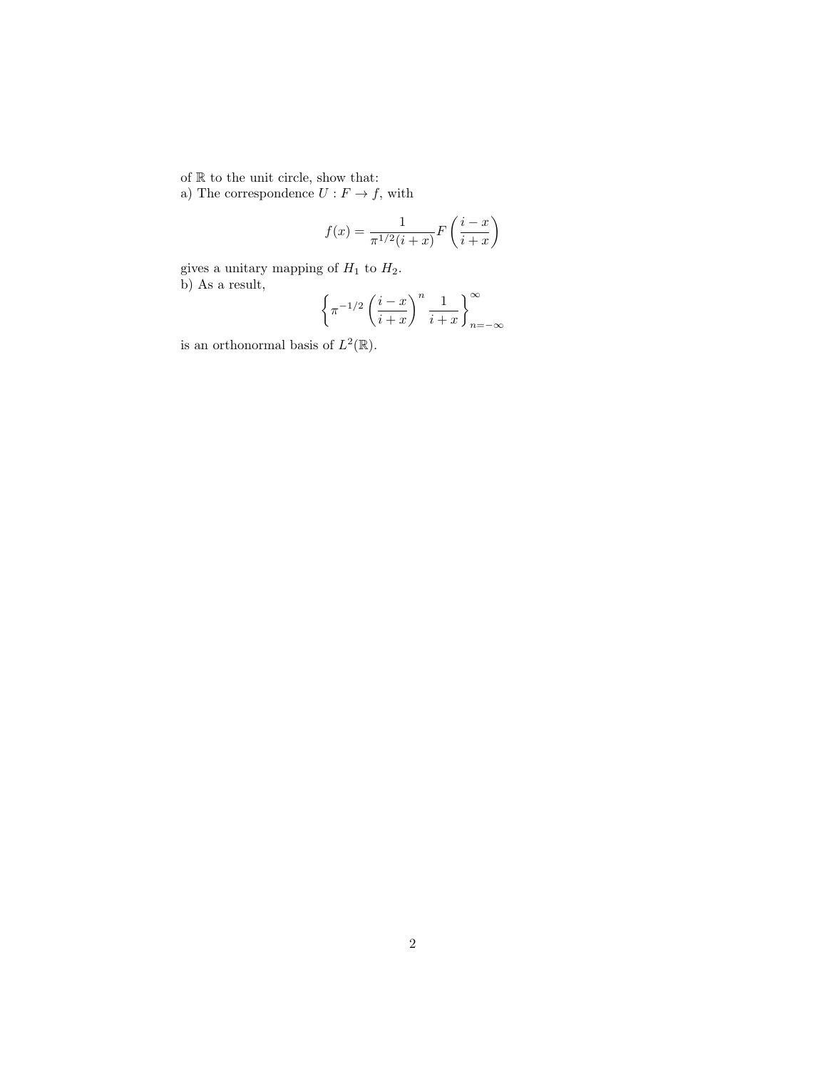of $\mathbb{R}$ to the unit circle, show that:
a) The correspondence $U : F \to f$, with

$$f(x) = \frac{1}{\pi^{1/2}(i+x)} F\left(\frac{i-x}{i+x}\right)$$

gives a unitary mapping of $H_1$ to $H_2$.
b) As a result,

$$\left\{ \pi^{-1/2} \left(\frac{i-x}{i+x}\right)^n \frac{1}{i+x} \right\}_{n=-\infty}^{\infty}$$

is an orthonormal basis of $L^2(\mathbb{R})$.